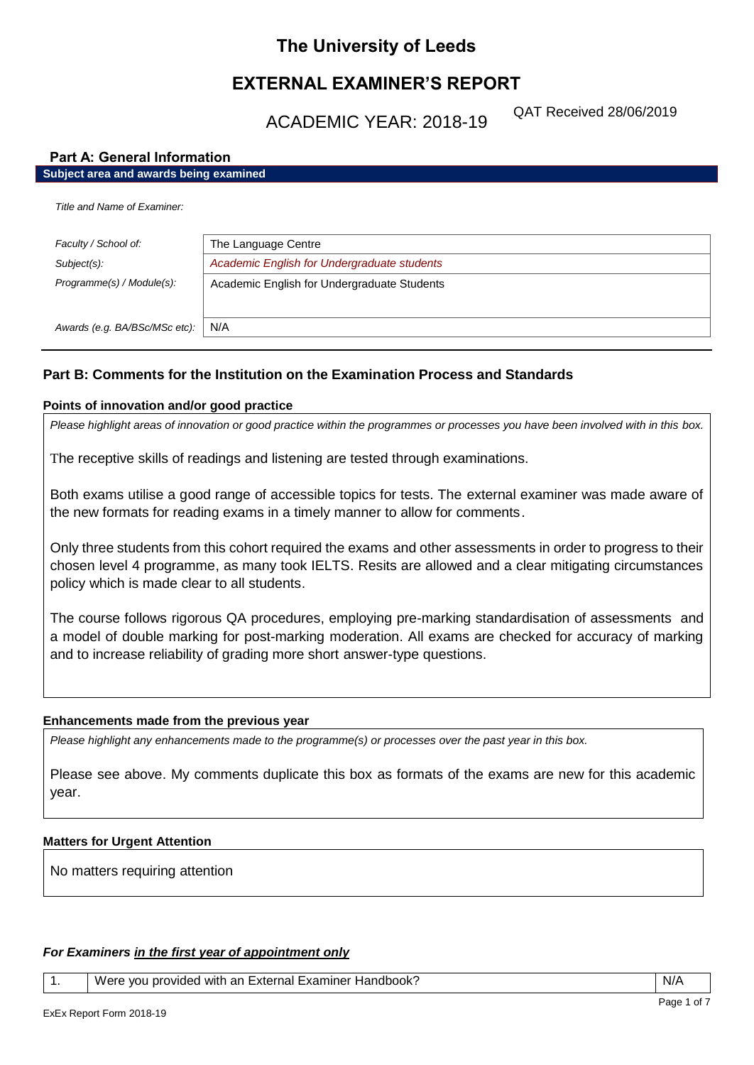# The University of Leeds

## EXTERNAL EXAMINER'S REPORT

ACADEMIC YEAR: 2018-19

QAT Received 28/06/2019

### Part A: General Information

**Subject area and awards being examined**

*Title and Name of Examiner:*

| | |
|---|---|
| *Faculty / School of:* | The Language Centre |
| *Subject(s):* | *Academic English for Undergraduate students* |
| *Programme(s) / Module(s):* | Academic English for Undergraduate Students |
| *Awards (e.g. BA/BSc/MSc etc):* | N/A |

### Part B: Comments for the Institution on the Examination Process and Standards

**Points of innovation and/or good practice**

*Please highlight areas of innovation or good practice within the programmes or processes you have been involved with in this box.*

The receptive skills of readings and listening are tested through examinations.

Both exams utilise a good range of accessible topics for tests. The external examiner was made aware of the new formats for reading exams in a timely manner to allow for comments.

Only three students from this cohort required the exams and other assessments in order to progress to their chosen level 4 programme, as many took IELTS. Resits are allowed and a clear mitigating circumstances policy which is made clear to all students.

The course follows rigorous QA procedures, employing pre-marking standardisation of assessments and a model of double marking for post-marking moderation. All exams are checked for accuracy of marking and to increase reliability of grading more short answer-type questions.

**Enhancements made from the previous year**

*Please highlight any enhancements made to the programme(s) or processes over the past year in this box.*

Please see above. My comments duplicate this box as formats of the exams are new for this academic year.

**Matters for Urgent Attention**

No matters requiring attention

***For Examiners in the first year of appointment only***

| | | |
|---|---|---|
| 1. | Were you provided with an External Examiner Handbook? | N/A |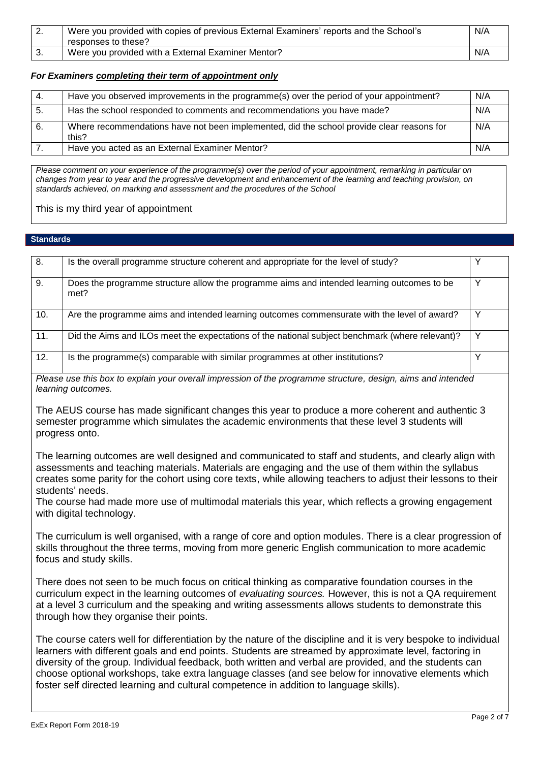| 2. | Were you provided with copies of previous External Examiners' reports and the School's responses to these? | N/A |
|---|---|---|
| 3. | Were you provided with a External Examiner Mentor? | N/A |

***For Examiners completing their term of appointment only***

| 4. | Have you observed improvements in the programme(s) over the period of your appointment? | N/A |
|---|---|---|
| 5. | Has the school responded to comments and recommendations you have made? | N/A |
| 6. | Where recommendations have not been implemented, did the school provide clear reasons for this? | N/A |
| 7. | Have you acted as an External Examiner Mentor? | N/A |

*Please comment on your experience of the programme(s) over the period of your appointment, remarking in particular on changes from year to year and the progressive development and enhancement of the learning and teaching provision, on standards achieved, on marking and assessment and the procedures of the School*

This is my third year of appointment

## Standards

| 8. | Is the overall programme structure coherent and appropriate for the level of study? | Y |
|---|---|---|
| 9. | Does the programme structure allow the programme aims and intended learning outcomes to be met? | Y |
| 10. | Are the programme aims and intended learning outcomes commensurate with the level of award? | Y |
| 11. | Did the Aims and ILOs meet the expectations of the national subject benchmark (where relevant)? | Y |
| 12. | Is the programme(s) comparable with similar programmes at other institutions? | Y |

*Please use this box to explain your overall impression of the programme structure, design, aims and intended learning outcomes.*

The AEUS course has made significant changes this year to produce a more coherent and authentic 3 semester programme which simulates the academic environments that these level 3 students will progress onto.

The learning outcomes are well designed and communicated to staff and students, and clearly align with assessments and teaching materials. Materials are engaging and the use of them within the syllabus creates some parity for the cohort using core texts, while allowing teachers to adjust their lessons to their students' needs.

The course had made more use of multimodal materials this year, which reflects a growing engagement with digital technology.

The curriculum is well organised, with a range of core and option modules. There is a clear progression of skills throughout the three terms, moving from more generic English communication to more academic focus and study skills.

There does not seen to be much focus on critical thinking as comparative foundation courses in the curriculum expect in the learning outcomes of *evaluating sources.* However, this is not a QA requirement at a level 3 curriculum and the speaking and writing assessments allows students to demonstrate this through how they organise their points.

The course caters well for differentiation by the nature of the discipline and it is very bespoke to individual learners with different goals and end points. Students are streamed by approximate level, factoring in diversity of the group. Individual feedback, both written and verbal are provided, and the students can choose optional workshops, take extra language classes (and see below for innovative elements which foster self directed learning and cultural competence in addition to language skills).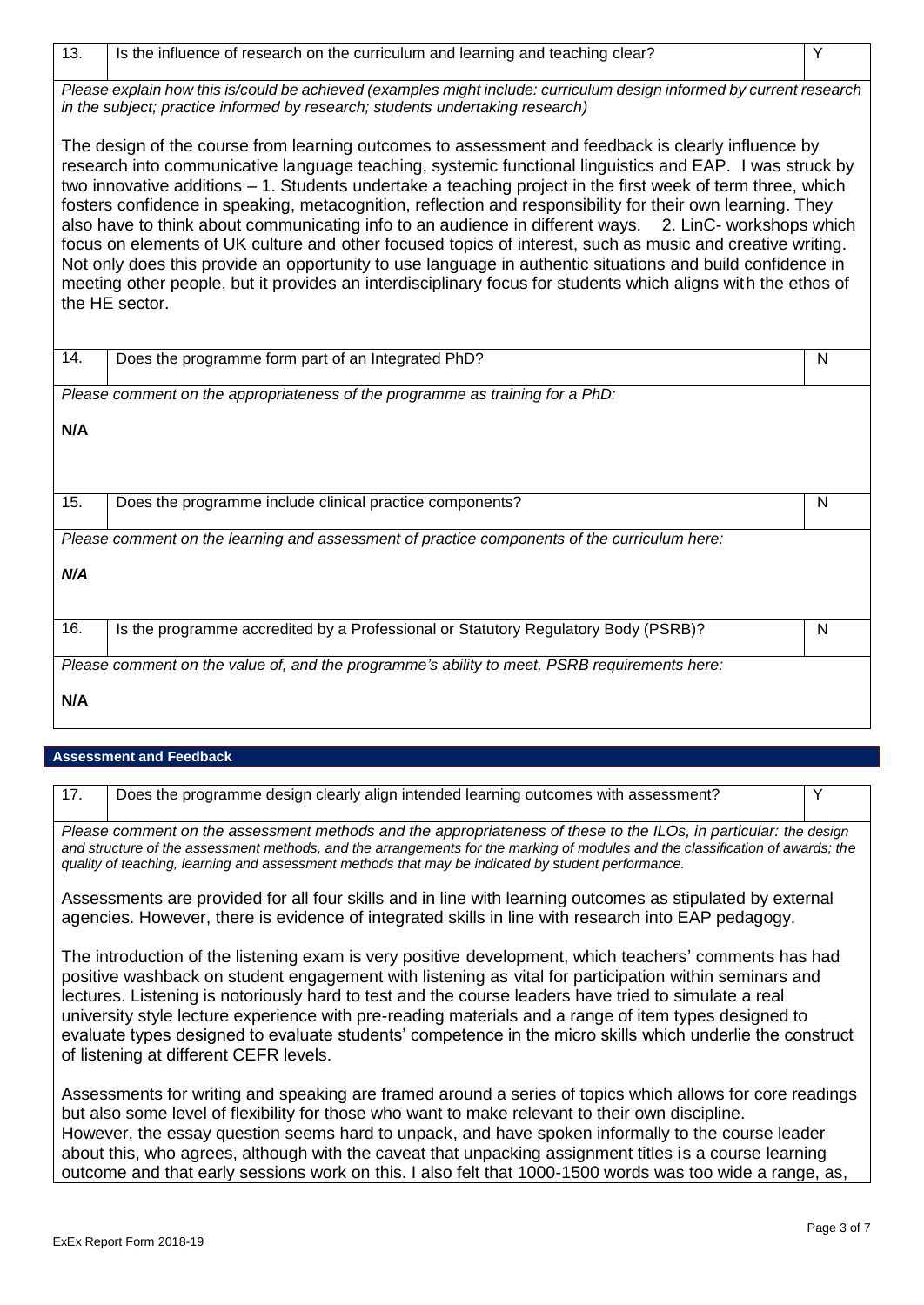| 13. | Is the influence of research on the curriculum and learning and teaching clear? | Y |
|---|---|---|

*Please explain how this is/could be achieved (examples might include: curriculum design informed by current research in the subject; practice informed by research; students undertaking research)*

The design of the course from learning outcomes to assessment and feedback is clearly influence by research into communicative language teaching, systemic functional linguistics and EAP. I was struck by two innovative additions – 1. Students undertake a teaching project in the first week of term three, which fosters confidence in speaking, metacognition, reflection and responsibility for their own learning. They also have to think about communicating info to an audience in different ways. 2. LinC- workshops which focus on elements of UK culture and other focused topics of interest, such as music and creative writing. Not only does this provide an opportunity to use language in authentic situations and build confidence in meeting other people, but it provides an interdisciplinary focus for students which aligns with the ethos of the HE sector.

| 14. | Does the programme form part of an Integrated PhD? | N |
|---|---|---|

*Please comment on the appropriateness of the programme as training for a PhD:*

**N/A**

| 15. | Does the programme include clinical practice components? | N |
|---|---|---|

*Please comment on the learning and assessment of practice components of the curriculum here:*

***N/A***

| 16. | Is the programme accredited by a Professional or Statutory Regulatory Body (PSRB)? | N |
|---|---|---|

*Please comment on the value of, and the programme's ability to meet, PSRB requirements here:*

**N/A**

## Assessment and Feedback

| 17. | Does the programme design clearly align intended learning outcomes with assessment? | Y |
|---|---|---|

*Please comment on the assessment methods and the appropriateness of these to the ILOs, in particular: the design and structure of the assessment methods, and the arrangements for the marking of modules and the classification of awards; the quality of teaching, learning and assessment methods that may be indicated by student performance.*

Assessments are provided for all four skills and in line with learning outcomes as stipulated by external agencies. However, there is evidence of integrated skills in line with research into EAP pedagogy.

The introduction of the listening exam is very positive development, which teachers' comments has had positive washback on student engagement with listening as vital for participation within seminars and lectures. Listening is notoriously hard to test and the course leaders have tried to simulate a real university style lecture experience with pre-reading materials and a range of item types designed to evaluate types designed to evaluate students' competence in the micro skills which underlie the construct of listening at different CEFR levels.

Assessments for writing and speaking are framed around a series of topics which allows for core readings but also some level of flexibility for those who want to make relevant to their own discipline. However, the essay question seems hard to unpack, and have spoken informally to the course leader about this, who agrees, although with the caveat that unpacking assignment titles is a course learning outcome and that early sessions work on this. I also felt that 1000-1500 words was too wide a range, as,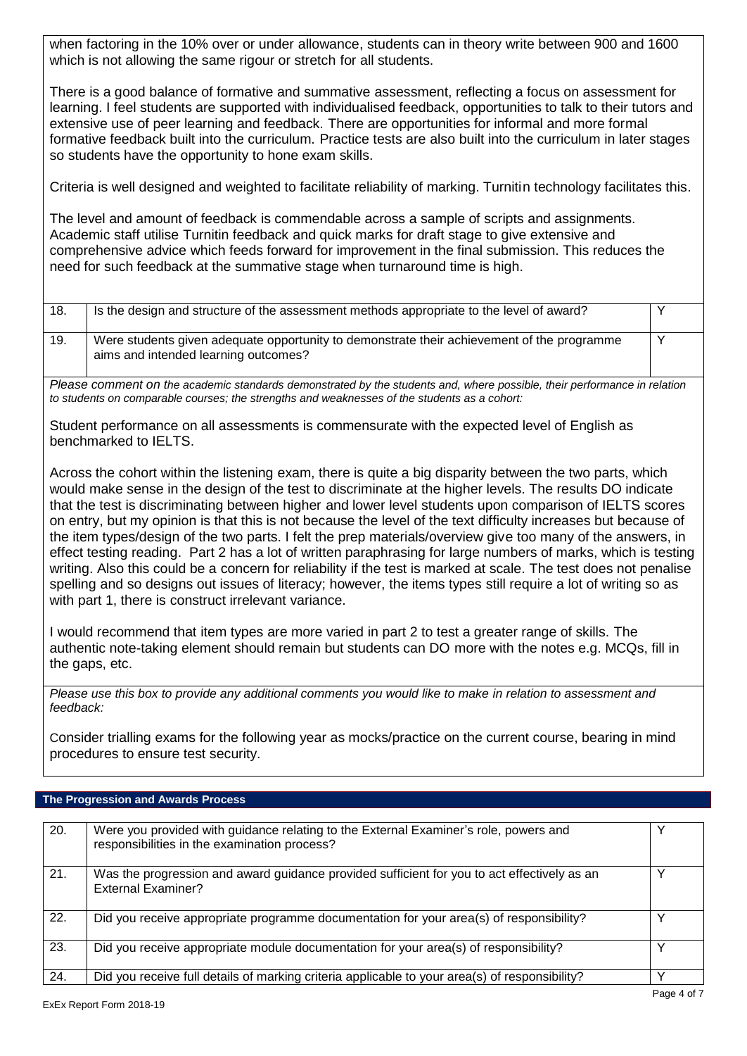when factoring in the 10% over or under allowance, students can in theory write between 900 and 1600 which is not allowing the same rigour or stretch for all students.

There is a good balance of formative and summative assessment, reflecting a focus on assessment for learning. I feel students are supported with individualised feedback, opportunities to talk to their tutors and extensive use of peer learning and feedback. There are opportunities for informal and more formal formative feedback built into the curriculum. Practice tests are also built into the curriculum in later stages so students have the opportunity to hone exam skills.

Criteria is well designed and weighted to facilitate reliability of marking. Turnitin technology facilitates this.

The level and amount of feedback is commendable across a sample of scripts and assignments. Academic staff utilise Turnitin feedback and quick marks for draft stage to give extensive and comprehensive advice which feeds forward for improvement in the final submission. This reduces the need for such feedback at the summative stage when turnaround time is high.

| | | |
|---|---|---|
| 18. | Is the design and structure of the assessment methods appropriate to the level of award? | Y |
| 19. | Were students given adequate opportunity to demonstrate their achievement of the programme aims and intended learning outcomes? | Y |

*Please comment on the academic standards demonstrated by the students and, where possible, their performance in relation to students on comparable courses; the strengths and weaknesses of the students as a cohort:*

Student performance on all assessments is commensurate with the expected level of English as benchmarked to IELTS.

Across the cohort within the listening exam, there is quite a big disparity between the two parts, which would make sense in the design of the test to discriminate at the higher levels. The results DO indicate that the test is discriminating between higher and lower level students upon comparison of IELTS scores on entry, but my opinion is that this is not because the level of the text difficulty increases but because of the item types/design of the two parts. I felt the prep materials/overview give too many of the answers, in effect testing reading. Part 2 has a lot of written paraphrasing for large numbers of marks, which is testing writing. Also this could be a concern for reliability if the test is marked at scale. The test does not penalise spelling and so designs out issues of literacy; however, the items types still require a lot of writing so as with part 1, there is construct irrelevant variance.

I would recommend that item types are more varied in part 2 to test a greater range of skills. The authentic note-taking element should remain but students can DO more with the notes e.g. MCQs, fill in the gaps, etc.

*Please use this box to provide any additional comments you would like to make in relation to assessment and feedback:*

Consider trialling exams for the following year as mocks/practice on the current course, bearing in mind procedures to ensure test security.

## The Progression and Awards Process

| | | |
|---|---|---|
| 20. | Were you provided with guidance relating to the External Examiner's role, powers and responsibilities in the examination process? | Y |
| 21. | Was the progression and award guidance provided sufficient for you to act effectively as an External Examiner? | Y |
| 22. | Did you receive appropriate programme documentation for your area(s) of responsibility? | Y |
| 23. | Did you receive appropriate module documentation for your area(s) of responsibility? | Y |
| 24. | Did you receive full details of marking criteria applicable to your area(s) of responsibility? | Y |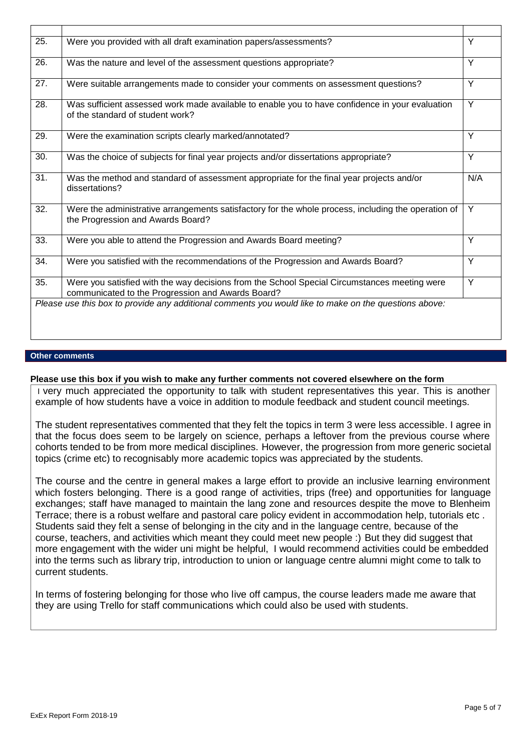| | | |
|---|---|---|
| 25. | Were you provided with all draft examination papers/assessments? | Y |
| 26. | Was the nature and level of the assessment questions appropriate? | Y |
| 27. | Were suitable arrangements made to consider your comments on assessment questions? | Y |
| 28. | Was sufficient assessed work made available to enable you to have confidence in your evaluation of the standard of student work? | Y |
| 29. | Were the examination scripts clearly marked/annotated? | Y |
| 30. | Was the choice of subjects for final year projects and/or dissertations appropriate? | Y |
| 31. | Was the method and standard of assessment appropriate for the final year projects and/or dissertations? | N/A |
| 32. | Were the administrative arrangements satisfactory for the whole process, including the operation of the Progression and Awards Board? | Y |
| 33. | Were you able to attend the Progression and Awards Board meeting? | Y |
| 34. | Were you satisfied with the recommendations of the Progression and Awards Board? | Y |
| 35. | Were you satisfied with the way decisions from the School Special Circumstances meeting were communicated to the Progression and Awards Board? | Y |

*Please use this box to provide any additional comments you would like to make on the questions above:*

## Other comments

**Please use this box if you wish to make any further comments not covered elsewhere on the form**

I very much appreciated the opportunity to talk with student representatives this year. This is another example of how students have a voice in addition to module feedback and student council meetings.

The student representatives commented that they felt the topics in term 3 were less accessible. I agree in that the focus does seem to be largely on science, perhaps a leftover from the previous course where cohorts tended to be from more medical disciplines. However, the progression from more generic societal topics (crime etc) to recognisably more academic topics was appreciated by the students.

The course and the centre in general makes a large effort to provide an inclusive learning environment which fosters belonging. There is a good range of activities, trips (free) and opportunities for language exchanges; staff have managed to maintain the lang zone and resources despite the move to Blenheim Terrace; there is a robust welfare and pastoral care policy evident in accommodation help, tutorials etc . Students said they felt a sense of belonging in the city and in the language centre, because of the course, teachers, and activities which meant they could meet new people :) But they did suggest that more engagement with the wider uni might be helpful, I would recommend activities could be embedded into the terms such as library trip, introduction to union or language centre alumni might come to talk to current students.

In terms of fostering belonging for those who live off campus, the course leaders made me aware that they are using Trello for staff communications which could also be used with students.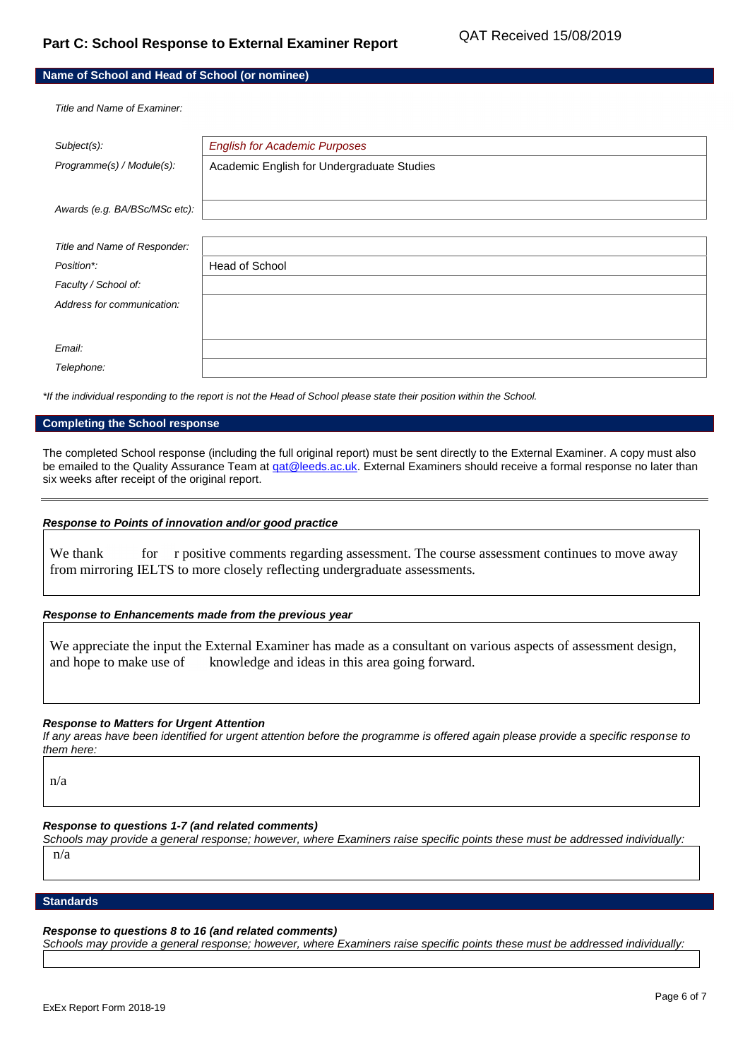## Part C: School Response to External Examiner Report

QAT Received 15/08/2019

### Name of School and Head of School (or nominee)

| | |
|---|---|
| *Title and Name of Examiner:* | |
| *Subject(s):* | *English for Academic Purposes* |
| *Programme(s) / Module(s):* | Academic English for Undergraduate Studies |
| *Awards (e.g. BA/BSc/MSc etc):* | |
| *Title and Name of Responder:* | |
| *Position*:* | Head of School |
| *Faculty / School of:* | |
| *Address for communication:* | |
| *Email:* | |
| *Telephone:* | |

*If the individual responding to the report is not the Head of School please state their position within the School.*

### Completing the School response

The completed School response (including the full original report) must be sent directly to the External Examiner. A copy must also be emailed to the Quality Assurance Team at qat@leeds.ac.uk. External Examiners should receive a formal response no later than six weeks after receipt of the original report.

***Response to Points of innovation and/or good practice***

We thank for r positive comments regarding assessment. The course assessment continues to move away from mirroring IELTS to more closely reflecting undergraduate assessments.

***Response to Enhancements made from the previous year***

We appreciate the input the External Examiner has made as a consultant on various aspects of assessment design, and hope to make use of knowledge and ideas in this area going forward.

***Response to Matters for Urgent Attention***

*If any areas have been identified for urgent attention before the programme is offered again please provide a specific response to them here:*

n/a

***Response to questions 1-7 (and related comments)***

*Schools may provide a general response; however, where Examiners raise specific points these must be addressed individually:*

n/a

### Standards

***Response to questions 8 to 16 (and related comments)***

*Schools may provide a general response; however, where Examiners raise specific points these must be addressed individually:*

ExEx Report Form 2018-19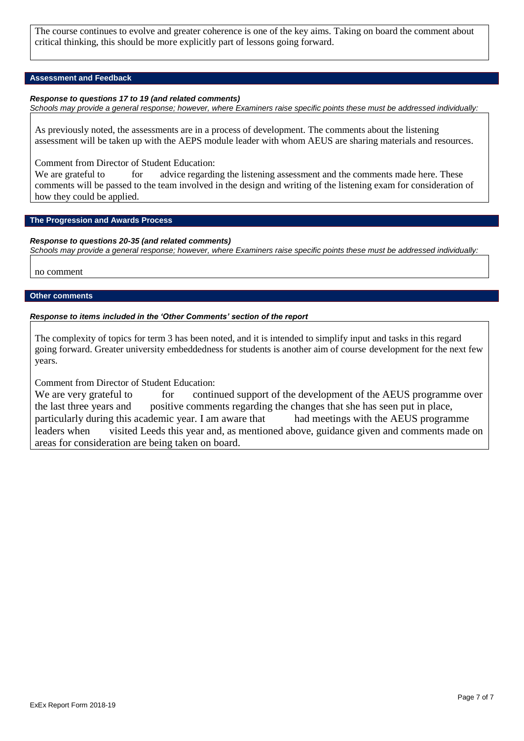The course continues to evolve and greater coherence is one of the key aims. Taking on board the comment about critical thinking, this should be more explicitly part of lessons going forward.

## Assessment and Feedback

***Response to questions 17 to 19 (and related comments)***

*Schools may provide a general response; however, where Examiners raise specific points these must be addressed individually:*

As previously noted, the assessments are in a process of development. The comments about the listening assessment will be taken up with the AEPS module leader with whom AEUS are sharing materials and resources.

Comment from Director of Student Education:
We are grateful to for advice regarding the listening assessment and the comments made here. These comments will be passed to the team involved in the design and writing of the listening exam for consideration of how they could be applied.

## The Progression and Awards Process

***Response to questions 20-35 (and related comments)***

*Schools may provide a general response; however, where Examiners raise specific points these must be addressed individually:*

no comment

## Other comments

***Response to items included in the 'Other Comments' section of the report***

The complexity of topics for term 3 has been noted, and it is intended to simplify input and tasks in this regard going forward. Greater university embeddedness for students is another aim of course development for the next few years.

Comment from Director of Student Education:
We are very grateful to for continued support of the development of the AEUS programme over the last three years and positive comments regarding the changes that she has seen put in place, particularly during this academic year. I am aware that had meetings with the AEUS programme leaders when visited Leeds this year and, as mentioned above, guidance given and comments made on areas for consideration are being taken on board.